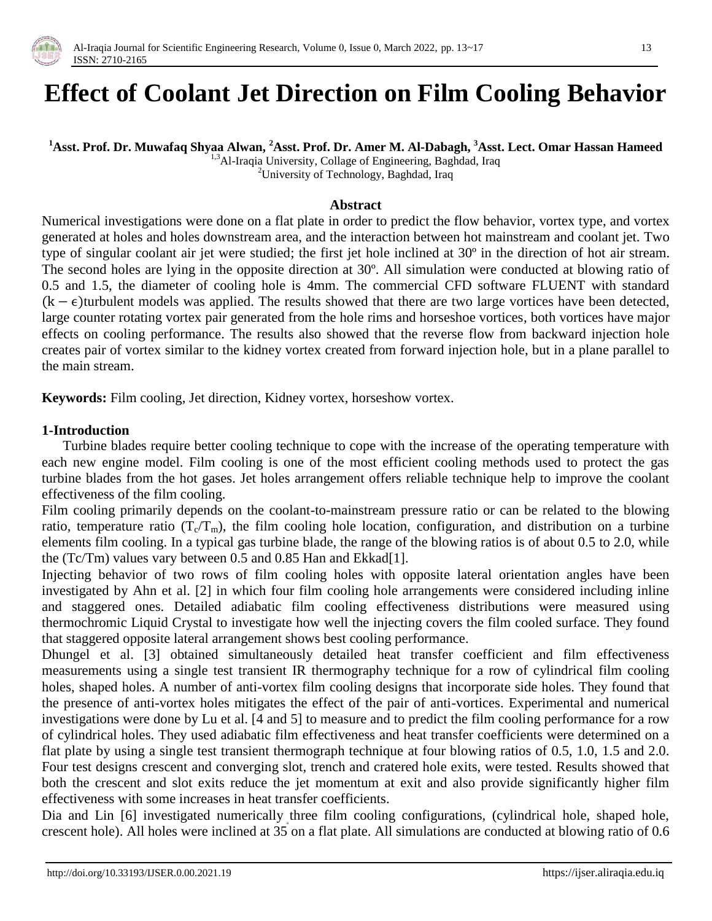# Effect of Coolant Jet Direction on Film Cooling Behavior

**[1]Asst. Prof. Dr. Muwafaq Shyaa Alwan, [2]Asst. Prof. Dr. Amer M. Al-Dabagh, [3]Asst. Lect. Omar Hassan Hameed**

[1,3]Al-Iraqia University, Collage of Engineering, Baghdad, Iraq

[2]University of Technology, Baghdad, Iraq

### Abstract

Numerical investigations were done on a flat plate in order to predict the flow behavior, vortex type, and vortex generated at holes and holes downstream area, and the interaction between hot mainstream and coolant jet. Two type of singular coolant air jet were studied; the first jet hole inclined at 30º in the direction of hot air stream. The second holes are lying in the opposite direction at 30º. All simulation were conducted at blowing ratio of 0.5 and 1.5, the diameter of cooling hole is 4mm. The commercial CFD software FLUENT with standard $(k-\epsilon)$turbulent models was applied. The results showed that there are two large vortices have been detected, large counter rotating vortex pair generated from the hole rims and horseshoe vortices, both vortices have major effects on cooling performance. The results also showed that the reverse flow from backward injection hole creates pair of vortex similar to the kidney vortex created from forward injection hole, but in a plane parallel to the main stream.

**Keywords:** Film cooling, Jet direction, Kidney vortex, horseshow vortex.

## 1-Introduction

Turbine blades require better cooling technique to cope with the increase of the operating temperature with each new engine model. Film cooling is one of the most efficient cooling methods used to protect the gas turbine blades from the hot gases. Jet holes arrangement offers reliable technique help to improve the coolant effectiveness of the film cooling.

Film cooling primarily depends on the coolant-to-mainstream pressure ratio or can be related to the blowing ratio, temperature ratio ($T_c/T_m$), the film cooling hole location, configuration, and distribution on a turbine elements film cooling. In a typical gas turbine blade, the range of the blowing ratios is of about 0.5 to 2.0, while the (Tc/Tm) values vary between 0.5 and 0.85 Han and Ekkad[1].

Injecting behavior of two rows of film cooling holes with opposite lateral orientation angles have been investigated by Ahn et al. [2] in which four film cooling hole arrangements were considered including inline and staggered ones. Detailed adiabatic film cooling effectiveness distributions were measured using thermochromic Liquid Crystal to investigate how well the injecting covers the film cooled surface. They found that staggered opposite lateral arrangement shows best cooling performance.

Dhungel et al. [3] obtained simultaneously detailed heat transfer coefficient and film effectiveness measurements using a single test transient IR thermography technique for a row of cylindrical film cooling holes, shaped holes. A number of anti-vortex film cooling designs that incorporate side holes. They found that the presence of anti-vortex holes mitigates the effect of the pair of anti-vortices. Experimental and numerical investigations were done by Lu et al. [4 and 5] to measure and to predict the film cooling performance for a row of cylindrical holes. They used adiabatic film effectiveness and heat transfer coefficients were determined on a flat plate by using a single test transient thermograph technique at four blowing ratios of 0.5, 1.0, 1.5 and 2.0. Four test designs crescent and converging slot, trench and cratered hole exits, were tested. Results showed that both the crescent and slot exits reduce the jet momentum at exit and also provide significantly higher film effectiveness with some increases in heat transfer coefficients.

Dia and Lin [6] investigated numerically three film cooling configurations, (cylindrical hole, shaped hole, crescent hole). All holes were inclined at 35° on a flat plate. All simulations are conducted at blowing ratio of 0.6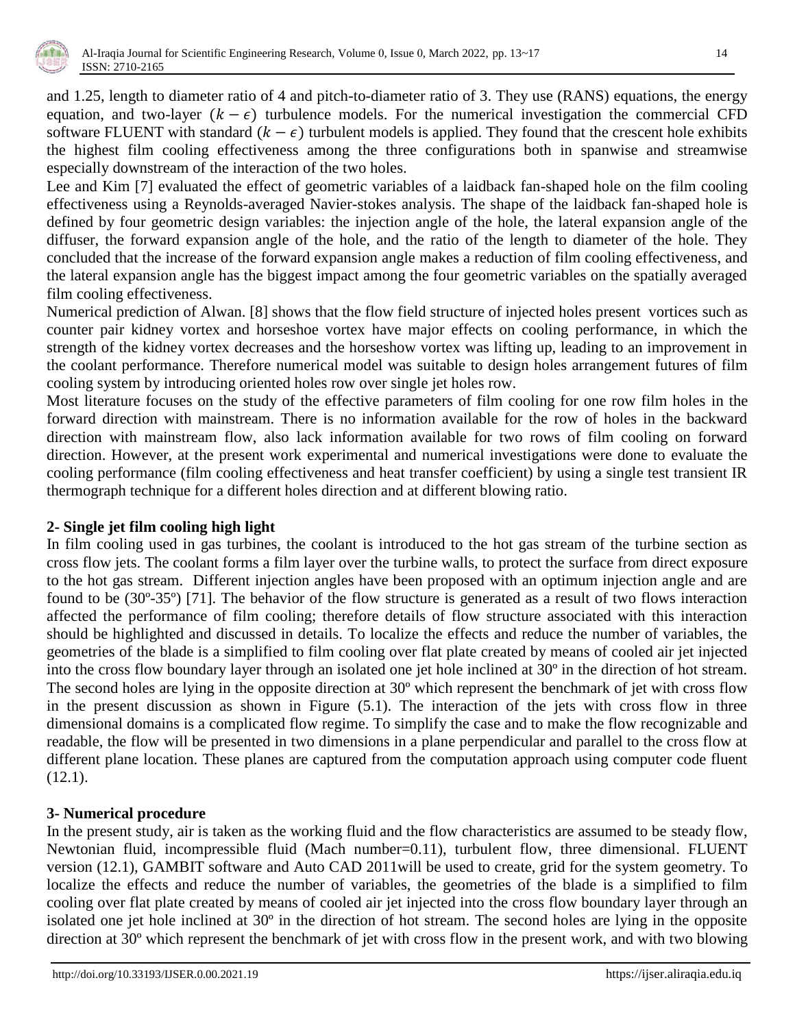and 1.25, length to diameter ratio of 4 and pitch-to-diameter ratio of 3. They use (RANS) equations, the energy equation, and two-layer $(k-\epsilon)$ turbulence models. For the numerical investigation the commercial CFD software FLUENT with standard $(k-\epsilon)$ turbulent models is applied. They found that the crescent hole exhibits the highest film cooling effectiveness among the three configurations both in spanwise and streamwise especially downstream of the interaction of the two holes.

Lee and Kim [7] evaluated the effect of geometric variables of a laidback fan-shaped hole on the film cooling effectiveness using a Reynolds-averaged Navier-stokes analysis. The shape of the laidback fan-shaped hole is defined by four geometric design variables: the injection angle of the hole, the lateral expansion angle of the diffuser, the forward expansion angle of the hole, and the ratio of the length to diameter of the hole. They concluded that the increase of the forward expansion angle makes a reduction of film cooling effectiveness, and the lateral expansion angle has the biggest impact among the four geometric variables on the spatially averaged film cooling effectiveness.

Numerical prediction of Alwan. [8] shows that the flow field structure of injected holes present vortices such as counter pair kidney vortex and horseshoe vortex have major effects on cooling performance, in which the strength of the kidney vortex decreases and the horseshow vortex was lifting up, leading to an improvement in the coolant performance. Therefore numerical model was suitable to design holes arrangement futures of film cooling system by introducing oriented holes row over single jet holes row.

Most literature focuses on the study of the effective parameters of film cooling for one row film holes in the forward direction with mainstream. There is no information available for the row of holes in the backward direction with mainstream flow, also lack information available for two rows of film cooling on forward direction. However, at the present work experimental and numerical investigations were done to evaluate the cooling performance (film cooling effectiveness and heat transfer coefficient) by using a single test transient IR thermograph technique for a different holes direction and at different blowing ratio.

## 2- Single jet film cooling high light

In film cooling used in gas turbines, the coolant is introduced to the hot gas stream of the turbine section as cross flow jets. The coolant forms a film layer over the turbine walls, to protect the surface from direct exposure to the hot gas stream. Different injection angles have been proposed with an optimum injection angle and are found to be (30º-35º) [71]. The behavior of the flow structure is generated as a result of two flows interaction affected the performance of film cooling; therefore details of flow structure associated with this interaction should be highlighted and discussed in details. To localize the effects and reduce the number of variables, the geometries of the blade is a simplified to film cooling over flat plate created by means of cooled air jet injected into the cross flow boundary layer through an isolated one jet hole inclined at 30º in the direction of hot stream. The second holes are lying in the opposite direction at 30º which represent the benchmark of jet with cross flow in the present discussion as shown in Figure (5.1). The interaction of the jets with cross flow in three dimensional domains is a complicated flow regime. To simplify the case and to make the flow recognizable and readable, the flow will be presented in two dimensions in a plane perpendicular and parallel to the cross flow at different plane location. These planes are captured from the computation approach using computer code fluent (12.1).

## 3- Numerical procedure

In the present study, air is taken as the working fluid and the flow characteristics are assumed to be steady flow, Newtonian fluid, incompressible fluid (Mach number=0.11), turbulent flow, three dimensional. FLUENT version (12.1), GAMBIT software and Auto CAD 2011will be used to create, grid for the system geometry. To localize the effects and reduce the number of variables, the geometries of the blade is a simplified to film cooling over flat plate created by means of cooled air jet injected into the cross flow boundary layer through an isolated one jet hole inclined at 30º in the direction of hot stream. The second holes are lying in the opposite direction at 30º which represent the benchmark of jet with cross flow in the present work, and with two blowing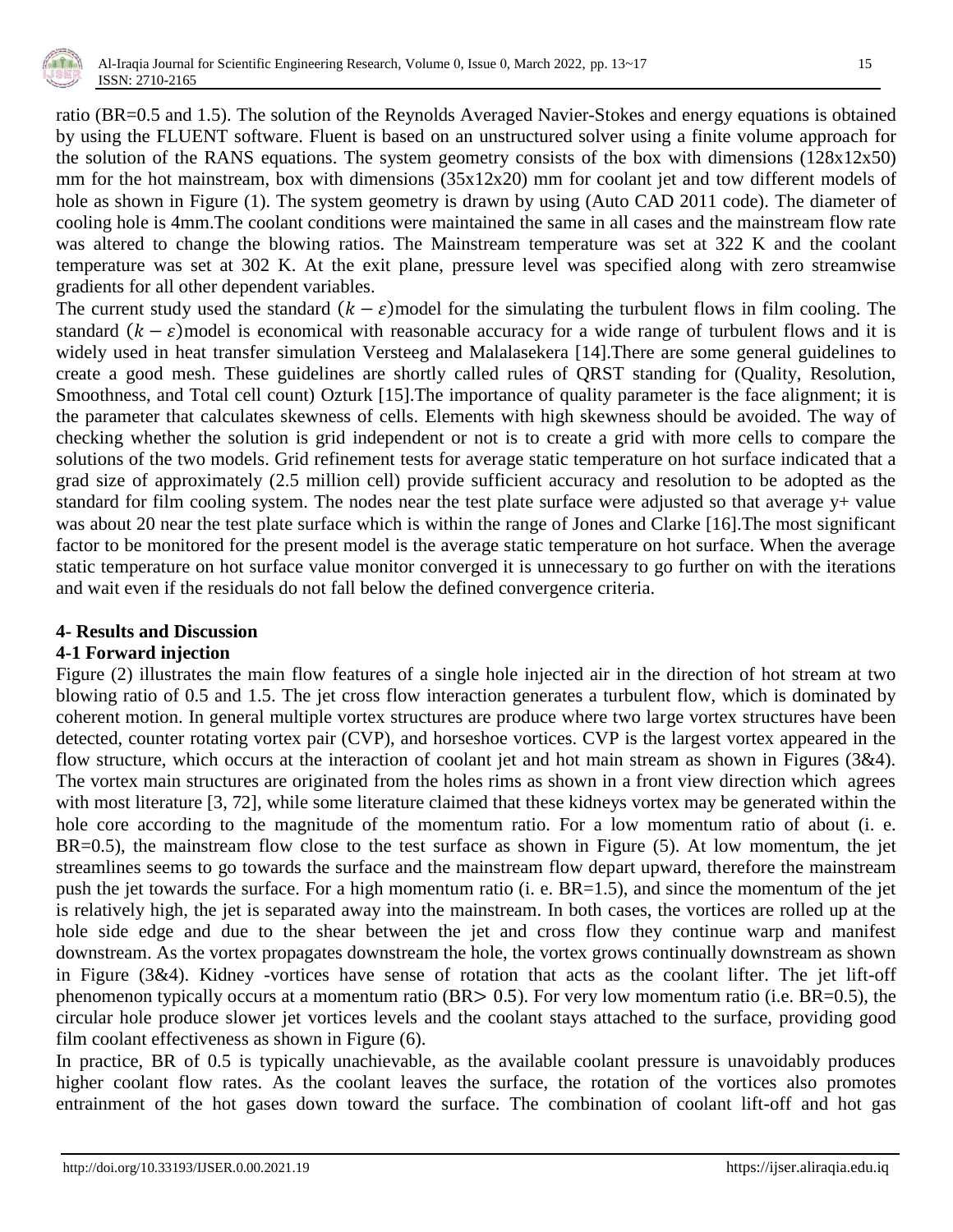ratio (BR=0.5 and 1.5). The solution of the Reynolds Averaged Navier-Stokes and energy equations is obtained by using the FLUENT software. Fluent is based on an unstructured solver using a finite volume approach for the solution of the RANS equations. The system geometry consists of the box with dimensions (128x12x50) mm for the hot mainstream, box with dimensions (35x12x20) mm for coolant jet and tow different models of hole as shown in Figure (1). The system geometry is drawn by using (Auto CAD 2011 code). The diameter of cooling hole is 4mm.The coolant conditions were maintained the same in all cases and the mainstream flow rate was altered to change the blowing ratios. The Mainstream temperature was set at 322 K and the coolant temperature was set at 302 K. At the exit plane, pressure level was specified along with zero streamwise gradients for all other dependent variables.

The current study used the standard $(k-\varepsilon)$model for the simulating the turbulent flows in film cooling. The standard $(k-\varepsilon)$model is economical with reasonable accuracy for a wide range of turbulent flows and it is widely used in heat transfer simulation Versteeg and Malalasekera [14].There are some general guidelines to create a good mesh. These guidelines are shortly called rules of QRST standing for (Quality, Resolution, Smoothness, and Total cell count) Ozturk [15].The importance of quality parameter is the face alignment; it is the parameter that calculates skewness of cells. Elements with high skewness should be avoided. The way of checking whether the solution is grid independent or not is to create a grid with more cells to compare the solutions of the two models. Grid refinement tests for average static temperature on hot surface indicated that a grad size of approximately (2.5 million cell) provide sufficient accuracy and resolution to be adopted as the standard for film cooling system. The nodes near the test plate surface were adjusted so that average y+ value was about 20 near the test plate surface which is within the range of Jones and Clarke [16].The most significant factor to be monitored for the present model is the average static temperature on hot surface. When the average static temperature on hot surface value monitor converged it is unnecessary to go further on with the iterations and wait even if the residuals do not fall below the defined convergence criteria.

## 4- Results and Discussion

### 4-1 Forward injection

Figure (2) illustrates the main flow features of a single hole injected air in the direction of hot stream at two blowing ratio of 0.5 and 1.5. The jet cross flow interaction generates a turbulent flow, which is dominated by coherent motion. In general multiple vortex structures are produce where two large vortex structures have been detected, counter rotating vortex pair (CVP), and horseshoe vortices. CVP is the largest vortex appeared in the flow structure, which occurs at the interaction of coolant jet and hot main stream as shown in Figures (3&4). The vortex main structures are originated from the holes rims as shown in a front view direction which agrees with most literature [3, 72], while some literature claimed that these kidneys vortex may be generated within the hole core according to the magnitude of the momentum ratio. For a low momentum ratio of about (i. e. BR=0.5), the mainstream flow close to the test surface as shown in Figure (5). At low momentum, the jet streamlines seems to go towards the surface and the mainstream flow depart upward, therefore the mainstream push the jet towards the surface. For a high momentum ratio (i. e. BR=1.5), and since the momentum of the jet is relatively high, the jet is separated away into the mainstream. In both cases, the vortices are rolled up at the hole side edge and due to the shear between the jet and cross flow they continue warp and manifest downstream. As the vortex propagates downstream the hole, the vortex grows continually downstream as shown in Figure (3&4). Kidney -vortices have sense of rotation that acts as the coolant lifter. The jet lift-off phenomenon typically occurs at a momentum ratio (BR$>$ 0.5). For very low momentum ratio (i.e. BR=0.5), the circular hole produce slower jet vortices levels and the coolant stays attached to the surface, providing good film coolant effectiveness as shown in Figure (6).

In practice, BR of 0.5 is typically unachievable, as the available coolant pressure is unavoidably produces higher coolant flow rates. As the coolant leaves the surface, the rotation of the vortices also promotes entrainment of the hot gases down toward the surface. The combination of coolant lift-off and hot gas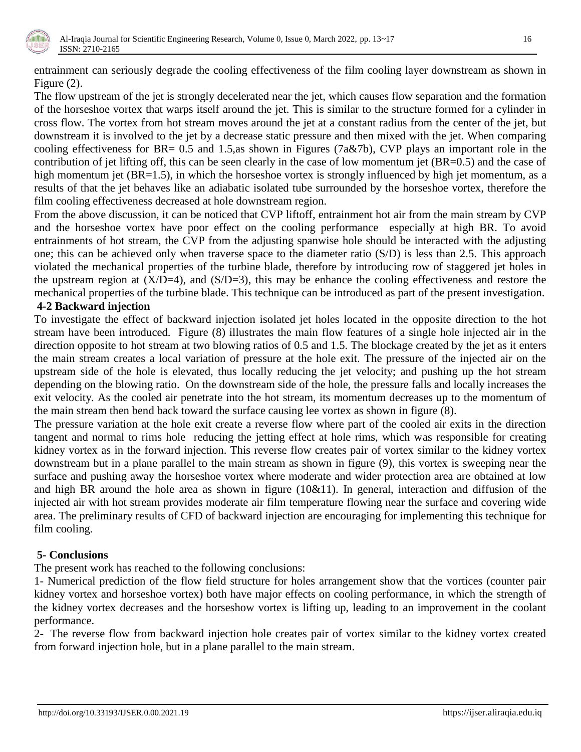entrainment can seriously degrade the cooling effectiveness of the film cooling layer downstream as shown in Figure (2).

The flow upstream of the jet is strongly decelerated near the jet, which causes flow separation and the formation of the horseshoe vortex that warps itself around the jet. This is similar to the structure formed for a cylinder in cross flow. The vortex from hot stream moves around the jet at a constant radius from the center of the jet, but downstream it is involved to the jet by a decrease static pressure and then mixed with the jet. When comparing cooling effectiveness for BR= 0.5 and 1.5,as shown in Figures (7a&7b), CVP plays an important role in the contribution of jet lifting off, this can be seen clearly in the case of low momentum jet (BR=0.5) and the case of high momentum jet (BR=1.5), in which the horseshoe vortex is strongly influenced by high jet momentum, as a results of that the jet behaves like an adiabatic isolated tube surrounded by the horseshoe vortex, therefore the film cooling effectiveness decreased at hole downstream region.

From the above discussion, it can be noticed that CVP liftoff, entrainment hot air from the main stream by CVP and the horseshoe vortex have poor effect on the cooling performance especially at high BR. To avoid entrainments of hot stream, the CVP from the adjusting spanwise hole should be interacted with the adjusting one; this can be achieved only when traverse space to the diameter ratio (S/D) is less than 2.5. This approach violated the mechanical properties of the turbine blade, therefore by introducing row of staggered jet holes in the upstream region at (X/D=4), and (S/D=3), this may be enhance the cooling effectiveness and restore the mechanical properties of the turbine blade. This technique can be introduced as part of the present investigation.

### 4-2 Backward injection

To investigate the effect of backward injection isolated jet holes located in the opposite direction to the hot stream have been introduced. Figure (8) illustrates the main flow features of a single hole injected air in the direction opposite to hot stream at two blowing ratios of 0.5 and 1.5. The blockage created by the jet as it enters the main stream creates a local variation of pressure at the hole exit. The pressure of the injected air on the upstream side of the hole is elevated, thus locally reducing the jet velocity; and pushing up the hot stream depending on the blowing ratio. On the downstream side of the hole, the pressure falls and locally increases the exit velocity. As the cooled air penetrate into the hot stream, its momentum decreases up to the momentum of the main stream then bend back toward the surface causing lee vortex as shown in figure (8).

The pressure variation at the hole exit create a reverse flow where part of the cooled air exits in the direction tangent and normal to rims hole reducing the jetting effect at hole rims, which was responsible for creating kidney vortex as in the forward injection. This reverse flow creates pair of vortex similar to the kidney vortex downstream but in a plane parallel to the main stream as shown in figure (9), this vortex is sweeping near the surface and pushing away the horseshoe vortex where moderate and wider protection area are obtained at low and high BR around the hole area as shown in figure (10&11). In general, interaction and diffusion of the injected air with hot stream provides moderate air film temperature flowing near the surface and covering wide area. The preliminary results of CFD of backward injection are encouraging for implementing this technique for film cooling.

## 5- Conclusions

The present work has reached to the following conclusions:

1- Numerical prediction of the flow field structure for holes arrangement show that the vortices (counter pair kidney vortex and horseshoe vortex) both have major effects on cooling performance, in which the strength of the kidney vortex decreases and the horseshow vortex is lifting up, leading to an improvement in the coolant performance.

2- The reverse flow from backward injection hole creates pair of vortex similar to the kidney vortex created from forward injection hole, but in a plane parallel to the main stream.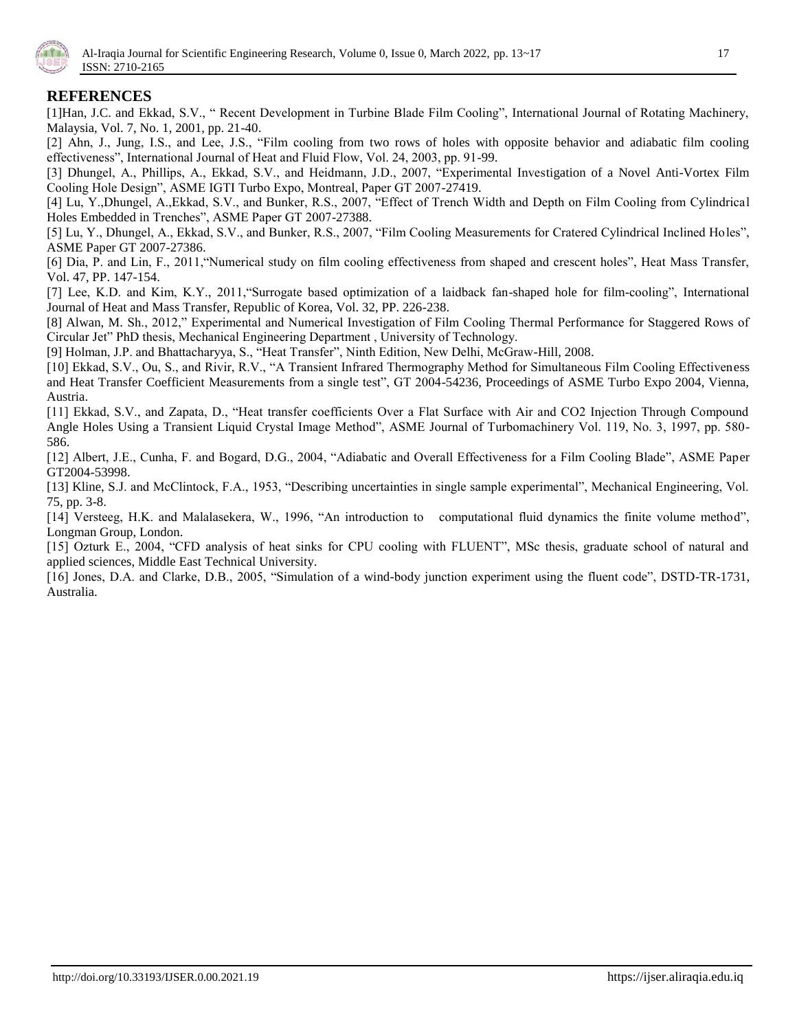## REFERENCES

[1]Han, J.C. and Ekkad, S.V., " Recent Development in Turbine Blade Film Cooling", International Journal of Rotating Machinery, Malaysia, Vol. 7, No. 1, 2001, pp. 21-40.

[2] Ahn, J., Jung, I.S., and Lee, J.S., "Film cooling from two rows of holes with opposite behavior and adiabatic film cooling effectiveness", International Journal of Heat and Fluid Flow, Vol. 24, 2003, pp. 91-99.

[3] Dhungel, A., Phillips, A., Ekkad, S.V., and Heidmann, J.D., 2007, "Experimental Investigation of a Novel Anti-Vortex Film Cooling Hole Design", ASME IGTI Turbo Expo, Montreal, Paper GT 2007-27419.

[4] Lu, Y.,Dhungel, A.,Ekkad, S.V., and Bunker, R.S., 2007, "Effect of Trench Width and Depth on Film Cooling from Cylindrical Holes Embedded in Trenches", ASME Paper GT 2007-27388.

[5] Lu, Y., Dhungel, A., Ekkad, S.V., and Bunker, R.S., 2007, "Film Cooling Measurements for Cratered Cylindrical Inclined Holes", ASME Paper GT 2007-27386.

[6] Dia, P. and Lin, F., 2011,"Numerical study on film cooling effectiveness from shaped and crescent holes", Heat Mass Transfer, Vol. 47, PP. 147-154.

[7] Lee, K.D. and Kim, K.Y., 2011,"Surrogate based optimization of a laidback fan-shaped hole for film-cooling", International Journal of Heat and Mass Transfer, Republic of Korea, Vol. 32, PP. 226-238.

[8] Alwan, M. Sh., 2012," Experimental and Numerical Investigation of Film Cooling Thermal Performance for Staggered Rows of Circular Jet" PhD thesis, Mechanical Engineering Department , University of Technology.

[9] Holman, J.P. and Bhattacharyya, S., "Heat Transfer", Ninth Edition, New Delhi, McGraw-Hill, 2008.

[10] Ekkad, S.V., Ou, S., and Rivir, R.V., "A Transient Infrared Thermography Method for Simultaneous Film Cooling Effectiveness and Heat Transfer Coefficient Measurements from a single test", GT 2004-54236, Proceedings of ASME Turbo Expo 2004, Vienna, Austria.

[11] Ekkad, S.V., and Zapata, D., "Heat transfer coefficients Over a Flat Surface with Air and CO2 Injection Through Compound Angle Holes Using a Transient Liquid Crystal Image Method", ASME Journal of Turbomachinery Vol. 119, No. 3, 1997, pp. 580-586.

[12] Albert, J.E., Cunha, F. and Bogard, D.G., 2004, "Adiabatic and Overall Effectiveness for a Film Cooling Blade", ASME Paper GT2004-53998.

[13] Kline, S.J. and McClintock, F.A., 1953, "Describing uncertainties in single sample experimental", Mechanical Engineering, Vol. 75, pp. 3-8.

[14] Versteeg, H.K. and Malalasekera, W., 1996, "An introduction to computational fluid dynamics the finite volume method", Longman Group, London.

[15] Ozturk E., 2004, "CFD analysis of heat sinks for CPU cooling with FLUENT", MSc thesis, graduate school of natural and applied sciences, Middle East Technical University.

[16] Jones, D.A. and Clarke, D.B., 2005, "Simulation of a wind-body junction experiment using the fluent code", DSTD-TR-1731, Australia.